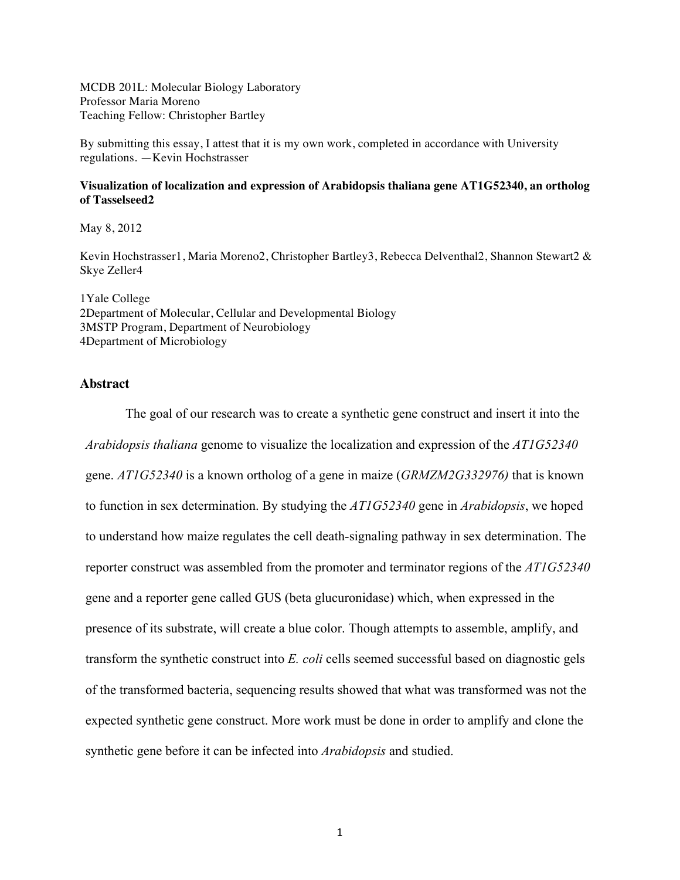MCDB 201L: Molecular Biology Laboratory
Professor Maria Moreno
Teaching Fellow: Christopher Bartley

By submitting this essay, I attest that it is my own work, completed in accordance with University regulations. —Kevin Hochstrasser

**Visualization of localization and expression of Arabidopsis thaliana gene AT1G52340, an ortholog of Tasselseed2**

May 8, 2012

Kevin Hochstrasser[1], Maria Moreno[2], Christopher Bartley[3], Rebecca Delventhal[2], Shannon Stewart[2] & Skye Zeller[4]

[1]Yale College
[2]Department of Molecular, Cellular and Developmental Biology
[3]MSTP Program, Department of Neurobiology
[4]Department of Microbiology

## Abstract

The goal of our research was to create a synthetic gene construct and insert it into the *Arabidopsis thaliana* genome to visualize the localization and expression of the *AT1G52340* gene. *AT1G52340* is a known ortholog of a gene in maize (*GRMZM2G332976)* that is known to function in sex determination. By studying the *AT1G52340* gene in *Arabidopsis*, we hoped to understand how maize regulates the cell death-signaling pathway in sex determination. The reporter construct was assembled from the promoter and terminator regions of the *AT1G52340* gene and a reporter gene called GUS (beta glucuronidase) which, when expressed in the presence of its substrate, will create a blue color. Though attempts to assemble, amplify, and transform the synthetic construct into *E. coli* cells seemed successful based on diagnostic gels of the transformed bacteria, sequencing results showed that what was transformed was not the expected synthetic gene construct. More work must be done in order to amplify and clone the synthetic gene before it can be infected into *Arabidopsis* and studied.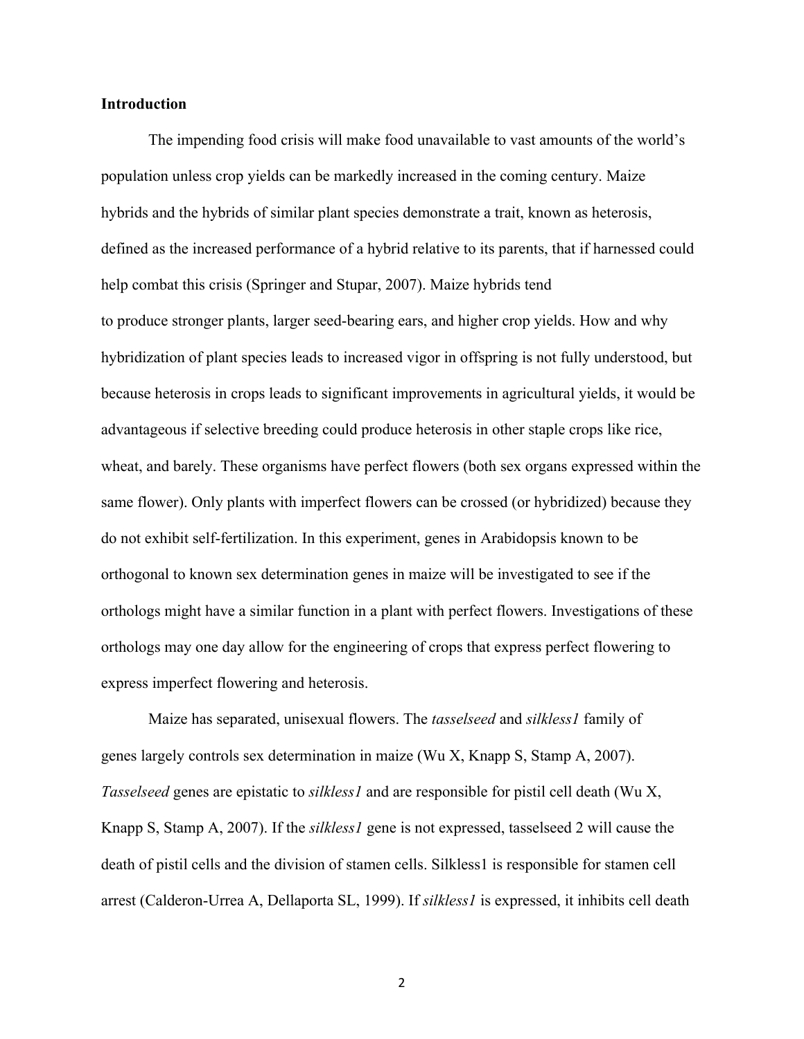**Introduction**

The impending food crisis will make food unavailable to vast amounts of the world's population unless crop yields can be markedly increased in the coming century. Maize hybrids and the hybrids of similar plant species demonstrate a trait, known as heterosis, defined as the increased performance of a hybrid relative to its parents, that if harnessed could help combat this crisis (Springer and Stupar, 2007). Maize hybrids tend to produce stronger plants, larger seed-bearing ears, and higher crop yields. How and why hybridization of plant species leads to increased vigor in offspring is not fully understood, but because heterosis in crops leads to significant improvements in agricultural yields, it would be advantageous if selective breeding could produce heterosis in other staple crops like rice, wheat, and barely. These organisms have perfect flowers (both sex organs expressed within the same flower). Only plants with imperfect flowers can be crossed (or hybridized) because they do not exhibit self-fertilization. In this experiment, genes in Arabidopsis known to be orthogonal to known sex determination genes in maize will be investigated to see if the orthologs might have a similar function in a plant with perfect flowers. Investigations of these orthologs may one day allow for the engineering of crops that express perfect flowering to express imperfect flowering and heterosis.

Maize has separated, unisexual flowers. The *tasselseed* and *silkless1* family of genes largely controls sex determination in maize (Wu X, Knapp S, Stamp A, 2007). *Tasselseed* genes are epistatic to *silkless1* and are responsible for pistil cell death (Wu X, Knapp S, Stamp A, 2007). If the *silkless1* gene is not expressed, tasselseed 2 will cause the death of pistil cells and the division of stamen cells. Silkless1 is responsible for stamen cell arrest (Calderon-Urrea A, Dellaporta SL, 1999). If *silkless1* is expressed, it inhibits cell death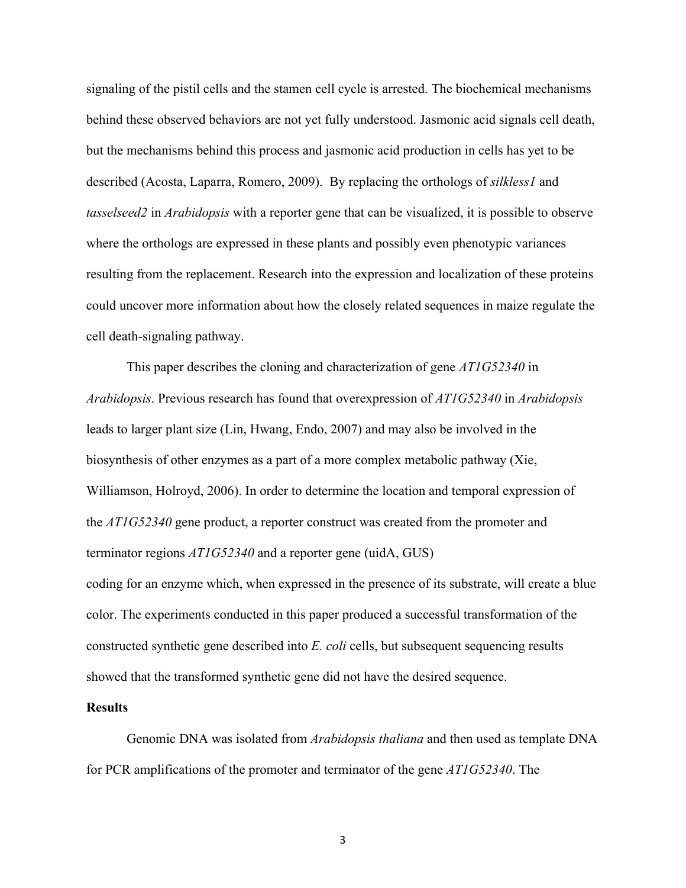signaling of the pistil cells and the stamen cell cycle is arrested. The biochemical mechanisms behind these observed behaviors are not yet fully understood. Jasmonic acid signals cell death, but the mechanisms behind this process and jasmonic acid production in cells has yet to be described (Acosta, Laparra, Romero, 2009). By replacing the orthologs of *silkless1* and *tasselseed2* in *Arabidopsis* with a reporter gene that can be visualized, it is possible to observe where the orthologs are expressed in these plants and possibly even phenotypic variances resulting from the replacement. Research into the expression and localization of these proteins could uncover more information about how the closely related sequences in maize regulate the cell death-signaling pathway.

This paper describes the cloning and characterization of gene *AT1G52340* in *Arabidopsis*. Previous research has found that overexpression of *AT1G52340* in *Arabidopsis* leads to larger plant size (Lin, Hwang, Endo, 2007) and may also be involved in the biosynthesis of other enzymes as a part of a more complex metabolic pathway (Xie, Williamson, Holroyd, 2006). In order to determine the location and temporal expression of the *AT1G52340* gene product, a reporter construct was created from the promoter and terminator regions *AT1G52340* and a reporter gene (uidA, GUS) coding for an enzyme which, when expressed in the presence of its substrate, will create a blue color. The experiments conducted in this paper produced a successful transformation of the constructed synthetic gene described into *E. coli* cells, but subsequent sequencing results showed that the transformed synthetic gene did not have the desired sequence.

**Results**

Genomic DNA was isolated from *Arabidopsis thaliana* and then used as template DNA for PCR amplifications of the promoter and terminator of the gene *AT1G52340*. The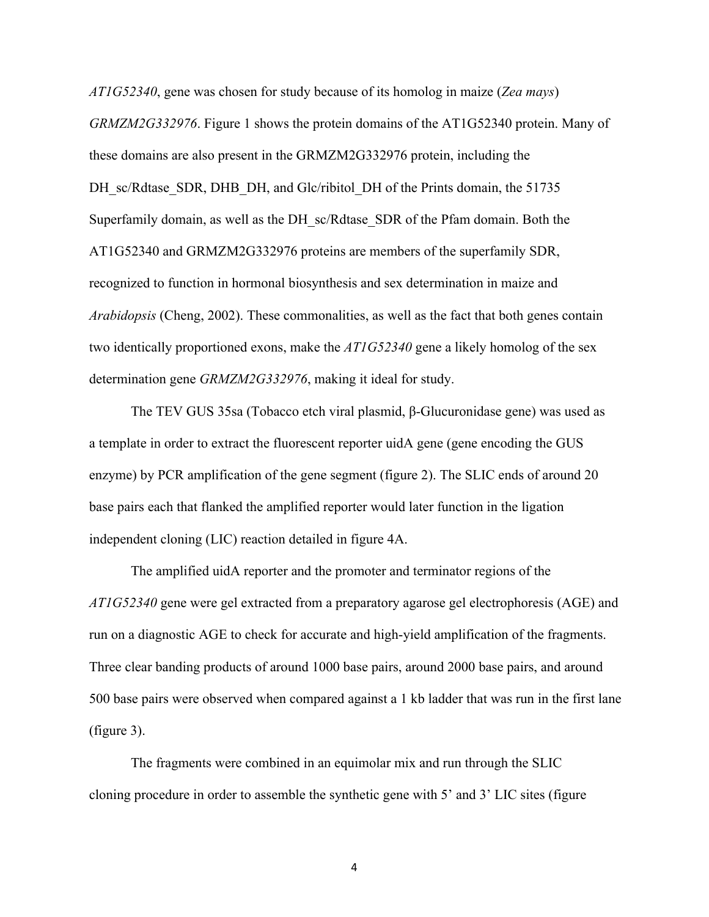*AT1G52340*, gene was chosen for study because of its homolog in maize (*Zea mays*) *GRMZM2G332976*. Figure 1 shows the protein domains of the AT1G52340 protein. Many of these domains are also present in the GRMZM2G332976 protein, including the DH_sc/Rdtase_SDR, DHB_DH, and Glc/ribitol_DH of the Prints domain, the 51735 Superfamily domain, as well as the DH_sc/Rdtase_SDR of the Pfam domain. Both the AT1G52340 and GRMZM2G332976 proteins are members of the superfamily SDR, recognized to function in hormonal biosynthesis and sex determination in maize and *Arabidopsis* (Cheng, 2002). These commonalities, as well as the fact that both genes contain two identically proportioned exons, make the *AT1G52340* gene a likely homolog of the sex determination gene *GRMZM2G332976*, making it ideal for study.

The TEV GUS 35sa (Tobacco etch viral plasmid, β-Glucuronidase gene) was used as a template in order to extract the fluorescent reporter uidA gene (gene encoding the GUS enzyme) by PCR amplification of the gene segment (figure 2). The SLIC ends of around 20 base pairs each that flanked the amplified reporter would later function in the ligation independent cloning (LIC) reaction detailed in figure 4A.

The amplified uidA reporter and the promoter and terminator regions of the *AT1G52340* gene were gel extracted from a preparatory agarose gel electrophoresis (AGE) and run on a diagnostic AGE to check for accurate and high-yield amplification of the fragments. Three clear banding products of around 1000 base pairs, around 2000 base pairs, and around 500 base pairs were observed when compared against a 1 kb ladder that was run in the first lane (figure 3).

The fragments were combined in an equimolar mix and run through the SLIC cloning procedure in order to assemble the synthetic gene with 5' and 3' LIC sites (figure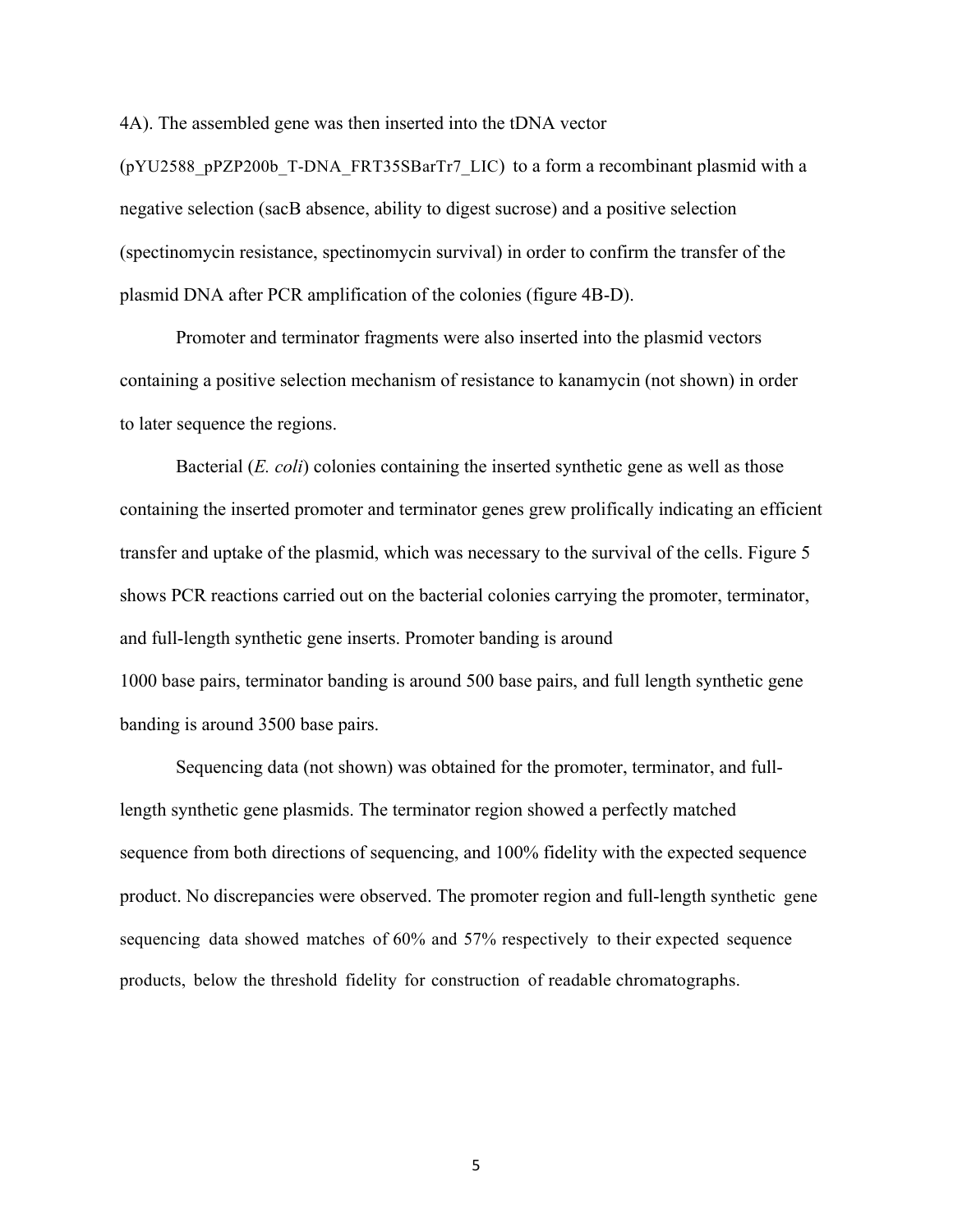4A). The assembled gene was then inserted into the tDNA vector (pYU2588_pPZP200b_T-DNA_FRT35SBarTr7_LIC) to a form a recombinant plasmid with a negative selection (sacB absence, ability to digest sucrose) and a positive selection (spectinomycin resistance, spectinomycin survival) in order to confirm the transfer of the plasmid DNA after PCR amplification of the colonies (figure 4B-D).

Promoter and terminator fragments were also inserted into the plasmid vectors containing a positive selection mechanism of resistance to kanamycin (not shown) in order to later sequence the regions.

Bacterial (*E. coli*) colonies containing the inserted synthetic gene as well as those containing the inserted promoter and terminator genes grew prolifically indicating an efficient transfer and uptake of the plasmid, which was necessary to the survival of the cells. Figure 5 shows PCR reactions carried out on the bacterial colonies carrying the promoter, terminator, and full-length synthetic gene inserts. Promoter banding is around 1000 base pairs, terminator banding is around 500 base pairs, and full length synthetic gene banding is around 3500 base pairs.

Sequencing data (not shown) was obtained for the promoter, terminator, and full-length synthetic gene plasmids. The terminator region showed a perfectly matched sequence from both directions of sequencing, and 100% fidelity with the expected sequence product. No discrepancies were observed. The promoter region and full-length synthetic gene sequencing data showed matches of 60% and 57% respectively to their expected sequence products, below the threshold fidelity for construction of readable chromatographs.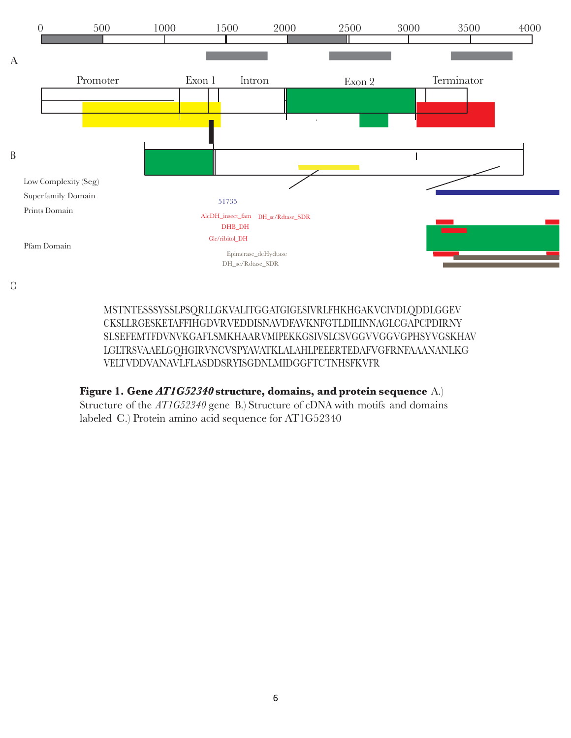0 500 1000 1500 2000 2500 3000 3500 4000

A

Promoter Exon 1 Intron Exon 2 Terminator

B

Low Complexity (Seg)

Superfamily Domain

Prints Domain

Pfam Domain

51735

AlcDH_insect_fam DH_sc/Rdtase_SDR

DHB_DH

Glc/ribitol_DH

Epimerase_deHydtase

DH_sc/Rdtase_SDR

C

MSTNTESSSYSSLPSQRLLGKVALITGGATGIGESIVRLFHKHGAKVCIVDLQDDLGGEV
CKSLLRGESKETAFFIHGDVRVEDDISNAVDFAVKNFGTLDILINNAGLCGAPCPDIRNY
SLSEFEMTFDVNVKGAFLSMKHAARVMIPEKKGSIVSLCSVGGVVGGVGPHSYVGSKHAV
LGLTRSVAAELGQHGIRVNCVSPYAVATKLALAHLPEEERTEDAFVGFRNFAAANANLKG
VELTVDDVANAVLFLASDDSRYISGDNLMIDGGFTCTNHSFKVFR

**Figure 1. Gene *AT1G52340* structure, domains, and protein sequence** A.) Structure of the *AT1G52340* gene B.) Structure of cDNA with motifs and domains labeled C.) Protein amino acid sequence for AT1G52340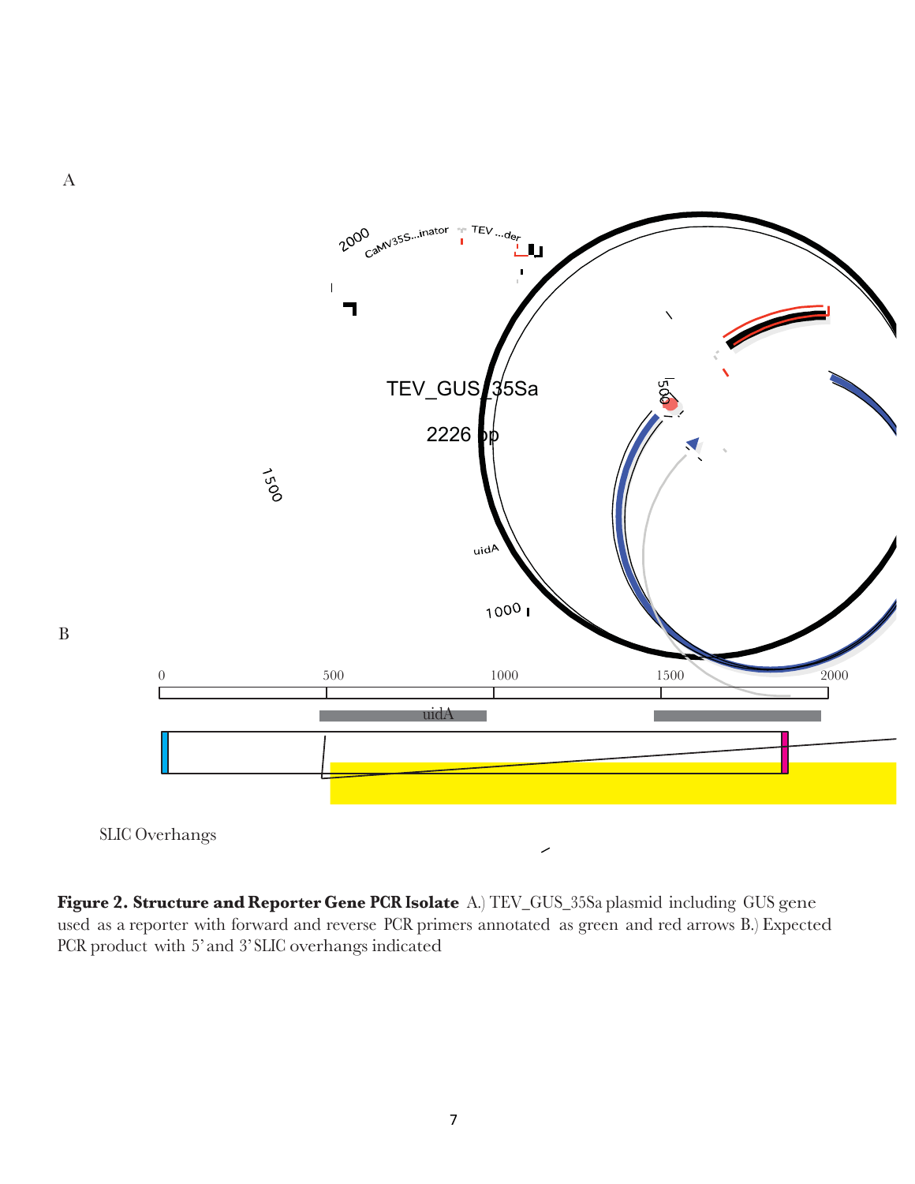A

B

SLIC Overhangs

**Figure 2. Structure and Reporter Gene PCR Isolate** A.) TEV_GUS_35Sa plasmid including GUS gene used as a reporter with forward and reverse PCR primers annotated as green and red arrows B.) Expected PCR product with 5' and 3' SLIC overhangs indicated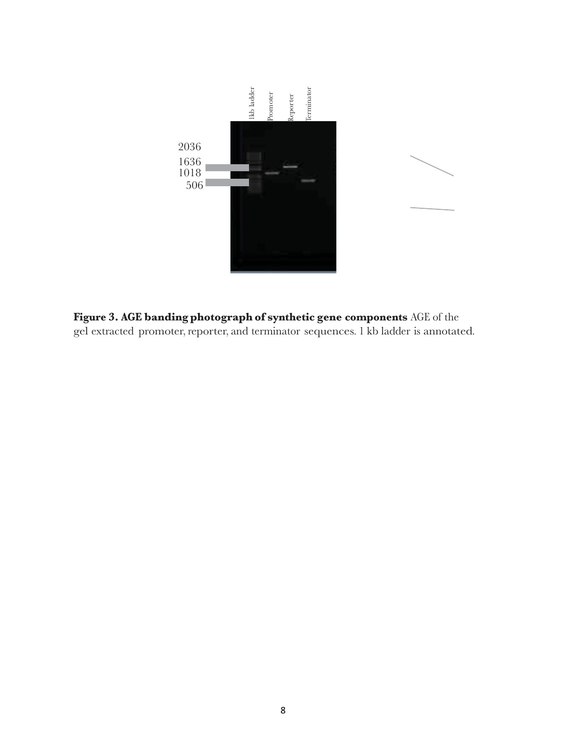**Figure 3. AGE banding photograph of synthetic gene components** AGE of the gel extracted promoter, reporter, and terminator sequences. 1 kb ladder is annotated.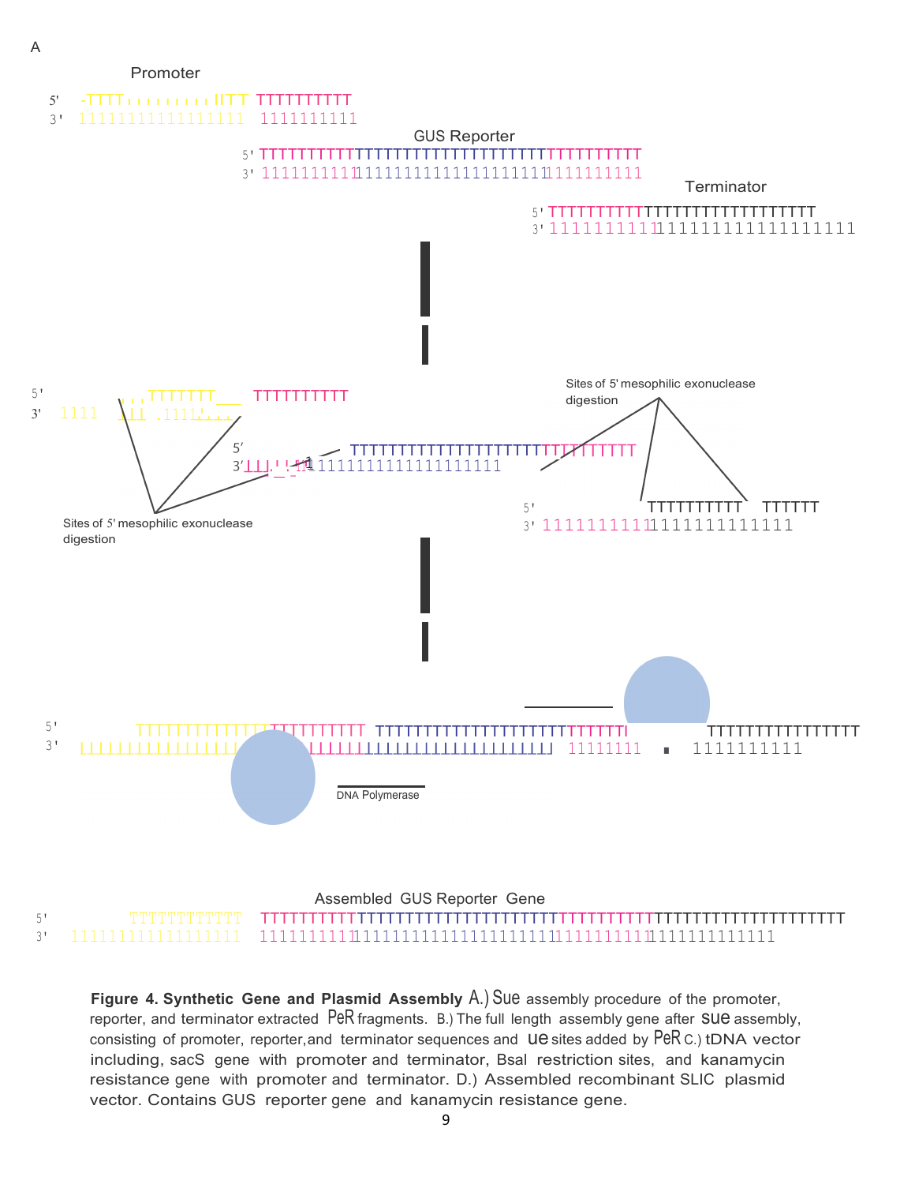A

Promoter

GUS Reporter

Terminator

Sites of 5' mesophilic exonuclease digestion

Sites of 5' mesophilic exonuclease digestion

DNA Polymerase

Assembled GUS Reporter Gene

**Figure 4. Synthetic Gene and Plasmid Assembly** A.) Sue assembly procedure of the promoter, reporter, and terminator extracted PeR fragments. B.) The full length assembly gene after sue assembly, consisting of promoter, reporter, and terminator sequences and ue sites added by PeR C.) tDNA vector including, sacS gene with promoter and terminator, Bsal restriction sites, and kanamycin resistance gene with promoter and terminator. D.) Assembled recombinant SLIC plasmid vector. Contains GUS reporter gene and kanamycin resistance gene.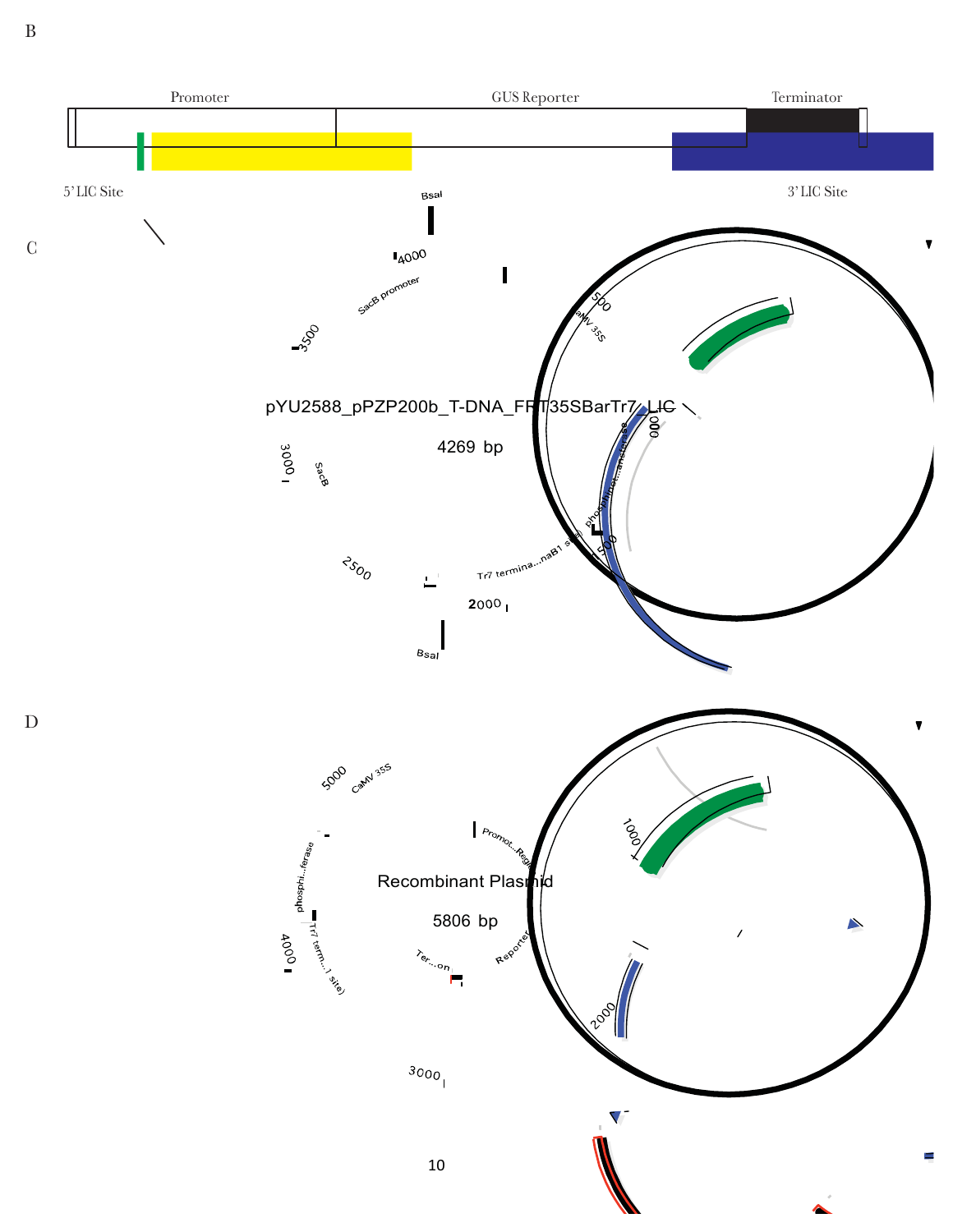B

Promoter GUS Reporter Terminator

5' LIC Site 3' LIC Site

C

pYU2588_pPZP200b_T-DNA_FRT35SBarTr7_LIC

4269 bp

D

Recombinant Plasmid

5806 bp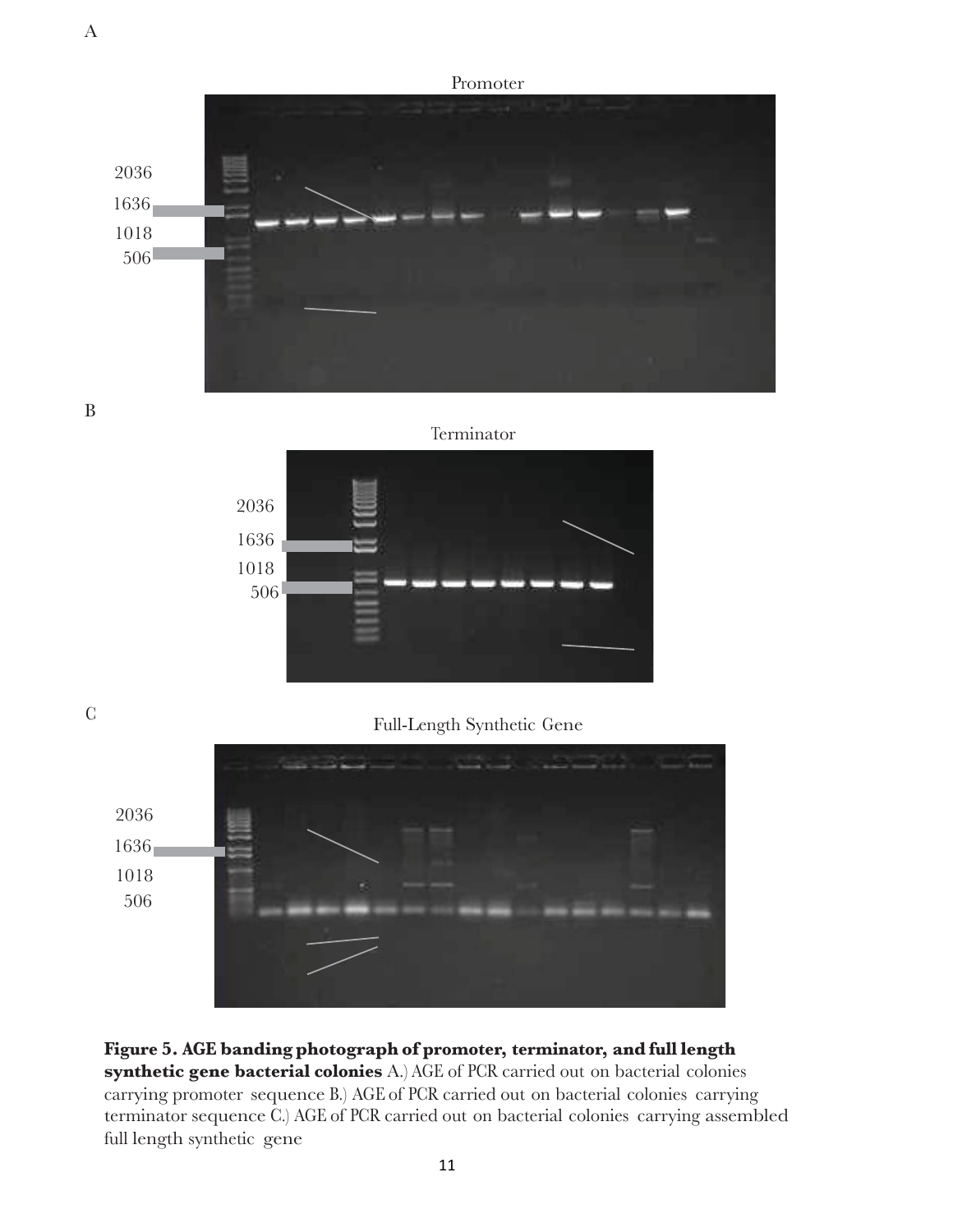A

Promoter

2036
1636
1018
506

B

Terminator

2036
1636
1018
506

C

Full-Length Synthetic Gene

2036
1636
1018
506

**Figure 5. AGE banding photograph of promoter, terminator, and full length synthetic gene bacterial colonies** A.) AGE of PCR carried out on bacterial colonies carrying promoter sequence B.) AGE of PCR carried out on bacterial colonies carrying terminator sequence C.) AGE of PCR carried out on bacterial colonies carrying assembled full length synthetic gene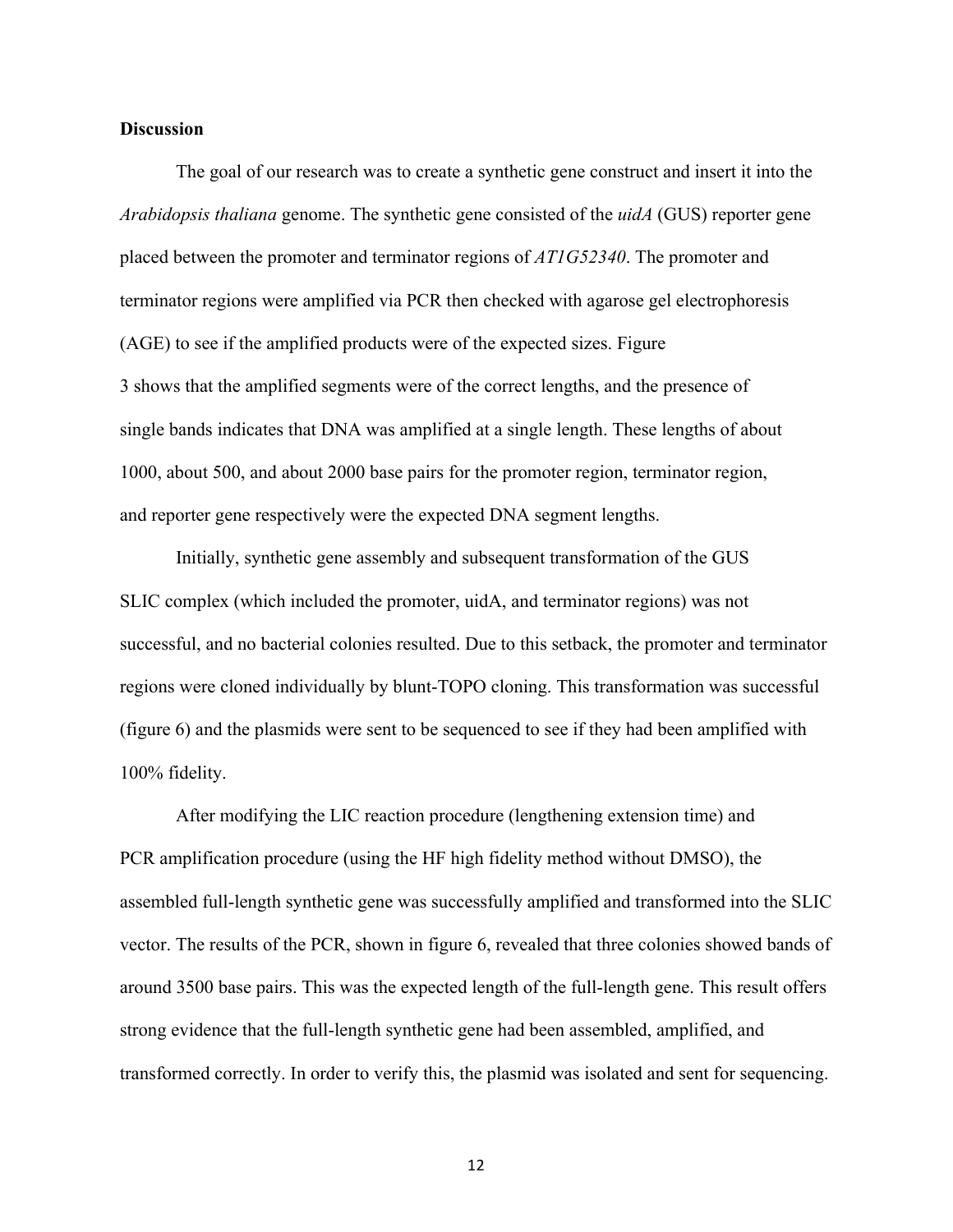## Discussion

The goal of our research was to create a synthetic gene construct and insert it into the *Arabidopsis thaliana* genome. The synthetic gene consisted of the *uidA* (GUS) reporter gene placed between the promoter and terminator regions of *AT1G52340*. The promoter and terminator regions were amplified via PCR then checked with agarose gel electrophoresis (AGE) to see if the amplified products were of the expected sizes. Figure 3 shows that the amplified segments were of the correct lengths, and the presence of single bands indicates that DNA was amplified at a single length. These lengths of about 1000, about 500, and about 2000 base pairs for the promoter region, terminator region, and reporter gene respectively were the expected DNA segment lengths.

Initially, synthetic gene assembly and subsequent transformation of the GUS SLIC complex (which included the promoter, uidA, and terminator regions) was not successful, and no bacterial colonies resulted. Due to this setback, the promoter and terminator regions were cloned individually by blunt-TOPO cloning. This transformation was successful (figure 6) and the plasmids were sent to be sequenced to see if they had been amplified with 100% fidelity.

After modifying the LIC reaction procedure (lengthening extension time) and PCR amplification procedure (using the HF high fidelity method without DMSO), the assembled full-length synthetic gene was successfully amplified and transformed into the SLIC vector. The results of the PCR, shown in figure 6, revealed that three colonies showed bands of around 3500 base pairs. This was the expected length of the full-length gene. This result offers strong evidence that the full-length synthetic gene had been assembled, amplified, and transformed correctly. In order to verify this, the plasmid was isolated and sent for sequencing.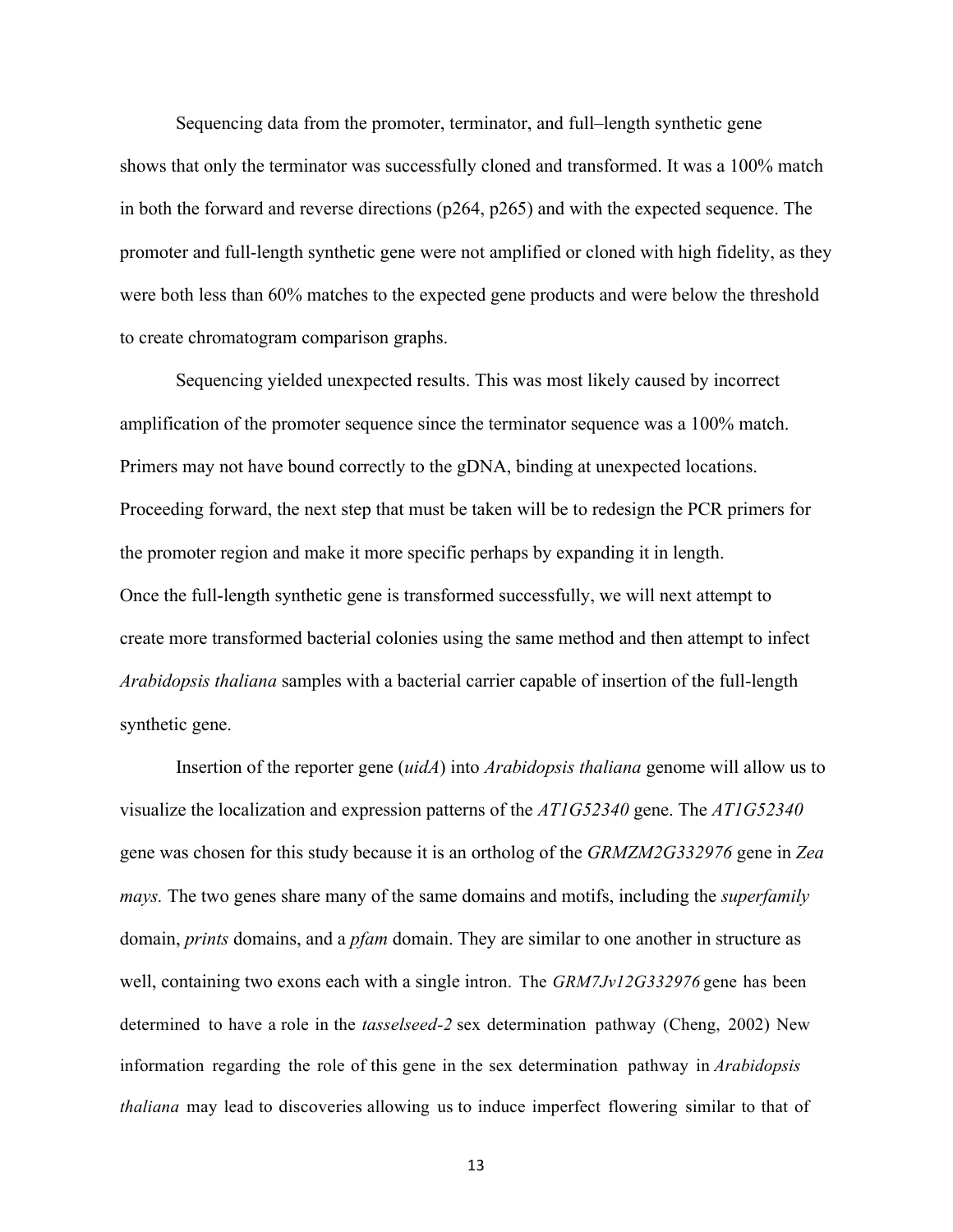Sequencing data from the promoter, terminator, and full–length synthetic gene shows that only the terminator was successfully cloned and transformed. It was a 100% match in both the forward and reverse directions (p264, p265) and with the expected sequence. The promoter and full-length synthetic gene were not amplified or cloned with high fidelity, as they were both less than 60% matches to the expected gene products and were below the threshold to create chromatogram comparison graphs.

Sequencing yielded unexpected results. This was most likely caused by incorrect amplification of the promoter sequence since the terminator sequence was a 100% match. Primers may not have bound correctly to the gDNA, binding at unexpected locations. Proceeding forward, the next step that must be taken will be to redesign the PCR primers for the promoter region and make it more specific perhaps by expanding it in length.
Once the full-length synthetic gene is transformed successfully, we will next attempt to create more transformed bacterial colonies using the same method and then attempt to infect *Arabidopsis thaliana* samples with a bacterial carrier capable of insertion of the full-length synthetic gene.

Insertion of the reporter gene (*uidA*) into *Arabidopsis thaliana* genome will allow us to visualize the localization and expression patterns of the *AT1G52340* gene. The *AT1G52340* gene was chosen for this study because it is an ortholog of the *GRMZM2G332976* gene in *Zea mays.* The two genes share many of the same domains and motifs, including the *superfamily* domain, *prints* domains, and a *pfam* domain. They are similar to one another in structure as well, containing two exons each with a single intron. The *GRM7Jv12G332976* gene has been determined to have a role in the *tasselseed-2* sex determination pathway (Cheng, 2002) New information regarding the role of this gene in the sex determination pathway in *Arabidopsis thaliana* may lead to discoveries allowing us to induce imperfect flowering similar to that of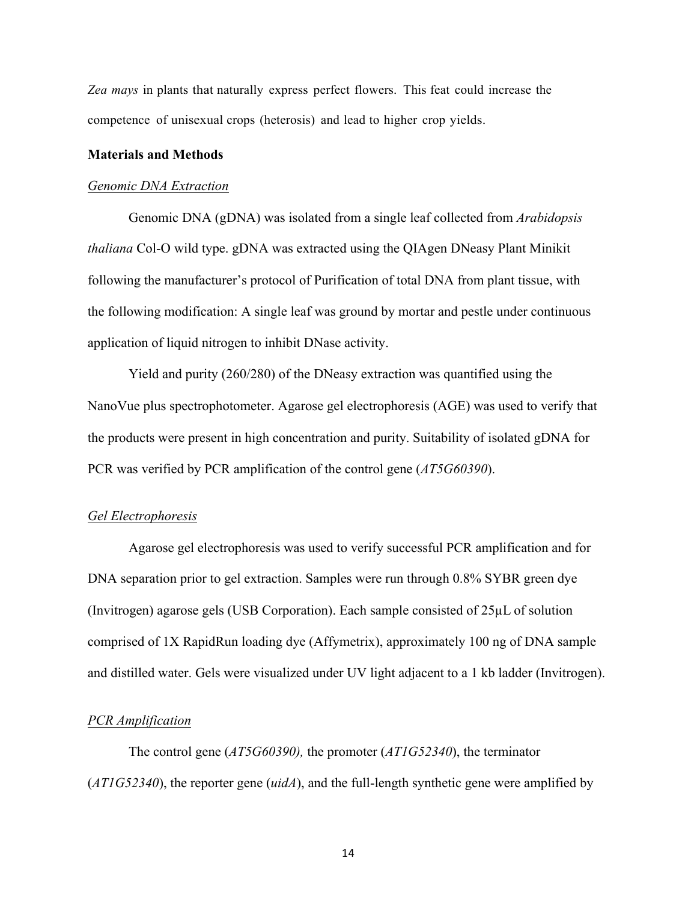*Zea mays* in plants that naturally express perfect flowers. This feat could increase the competence of unisexual crops (heterosis) and lead to higher crop yields.

**Materials and Methods**

*Genomic DNA Extraction*

Genomic DNA (gDNA) was isolated from a single leaf collected from *Arabidopsis thaliana* Col-O wild type. gDNA was extracted using the QIAgen DNeasy Plant Minikit following the manufacturer's protocol of Purification of total DNA from plant tissue, with the following modification: A single leaf was ground by mortar and pestle under continuous application of liquid nitrogen to inhibit DNase activity.

Yield and purity (260/280) of the DNeasy extraction was quantified using the NanoVue plus spectrophotometer. Agarose gel electrophoresis (AGE) was used to verify that the products were present in high concentration and purity. Suitability of isolated gDNA for PCR was verified by PCR amplification of the control gene (*AT5G60390*).

*Gel Electrophoresis*

Agarose gel electrophoresis was used to verify successful PCR amplification and for DNA separation prior to gel extraction. Samples were run through 0.8% SYBR green dye (Invitrogen) agarose gels (USB Corporation). Each sample consisted of 25µL of solution comprised of 1X RapidRun loading dye (Affymetrix), approximately 100 ng of DNA sample and distilled water. Gels were visualized under UV light adjacent to a 1 kb ladder (Invitrogen).

*PCR Amplification*

The control gene (*AT5G60390),* the promoter (*AT1G52340*), the terminator (*AT1G52340*), the reporter gene (*uidA*), and the full-length synthetic gene were amplified by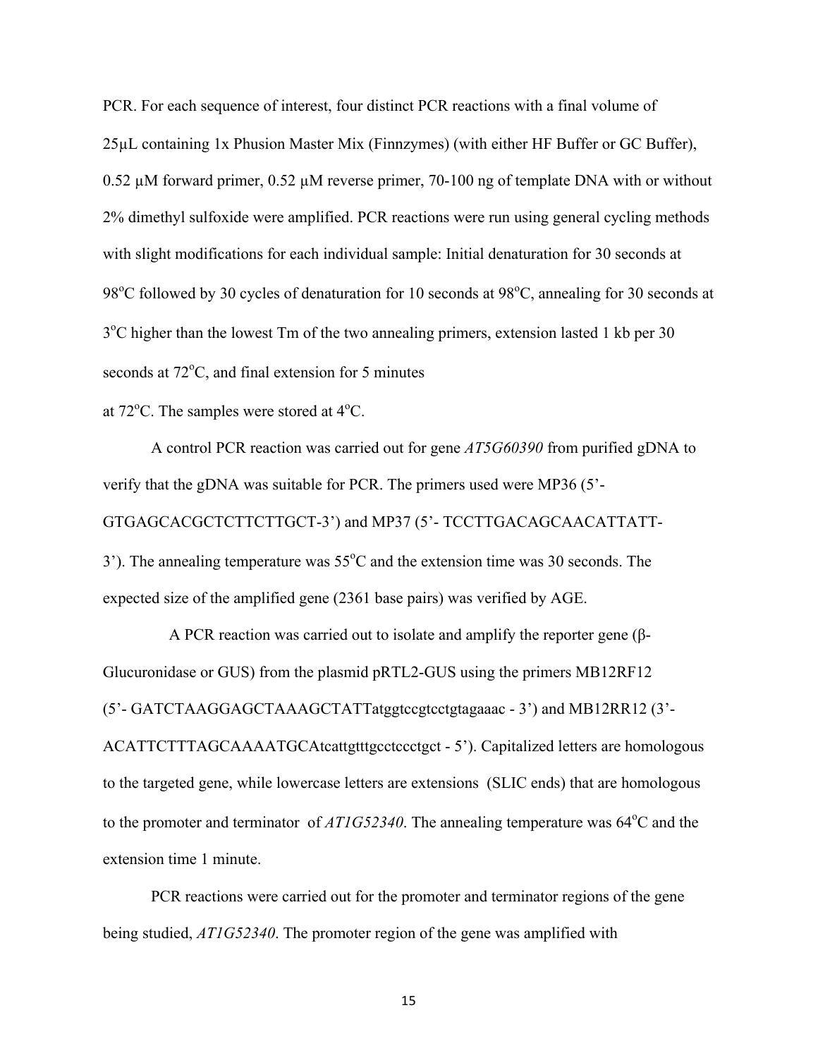PCR. For each sequence of interest, four distinct PCR reactions with a final volume of 25µL containing 1x Phusion Master Mix (Finnzymes) (with either HF Buffer or GC Buffer), 0.52 µM forward primer, 0.52 µM reverse primer, 70-100 ng of template DNA with or without 2% dimethyl sulfoxide were amplified. PCR reactions were run using general cycling methods with slight modifications for each individual sample: Initial denaturation for 30 seconds at 98$^{o}$C followed by 30 cycles of denaturation for 10 seconds at 98$^{o}$C, annealing for 30 seconds at 3$^{o}$C higher than the lowest Tm of the two annealing primers, extension lasted 1 kb per 30 seconds at 72$^{o}$C, and final extension for 5 minutes at 72$^{o}$C. The samples were stored at 4$^{o}$C.

A control PCR reaction was carried out for gene *AT5G60390* from purified gDNA to verify that the gDNA was suitable for PCR. The primers used were MP36 (5'-GTGAGCACGCTCTTCTTGCT-3') and MP37 (5'- TCCTTGACAGCAACATTATT-3'). The annealing temperature was 55$^{o}$C and the extension time was 30 seconds. The expected size of the amplified gene (2361 base pairs) was verified by AGE.

A PCR reaction was carried out to isolate and amplify the reporter gene (β-Glucuronidase or GUS) from the plasmid pRTL2-GUS using the primers MB12RF12 (5'- GATCTAAGGAGCTAAAGCTATTatggtccgtcctgtagaaac - 3') and MB12RR12 (3'-ACATTCTTTAGCAAAATGCAtcattgtttgcctccctgct - 5'). Capitalized letters are homologous to the targeted gene, while lowercase letters are extensions (SLIC ends) that are homologous to the promoter and terminator of *AT1G52340*. The annealing temperature was 64$^{o}$C and the extension time 1 minute.

PCR reactions were carried out for the promoter and terminator regions of the gene being studied, *AT1G52340*. The promoter region of the gene was amplified with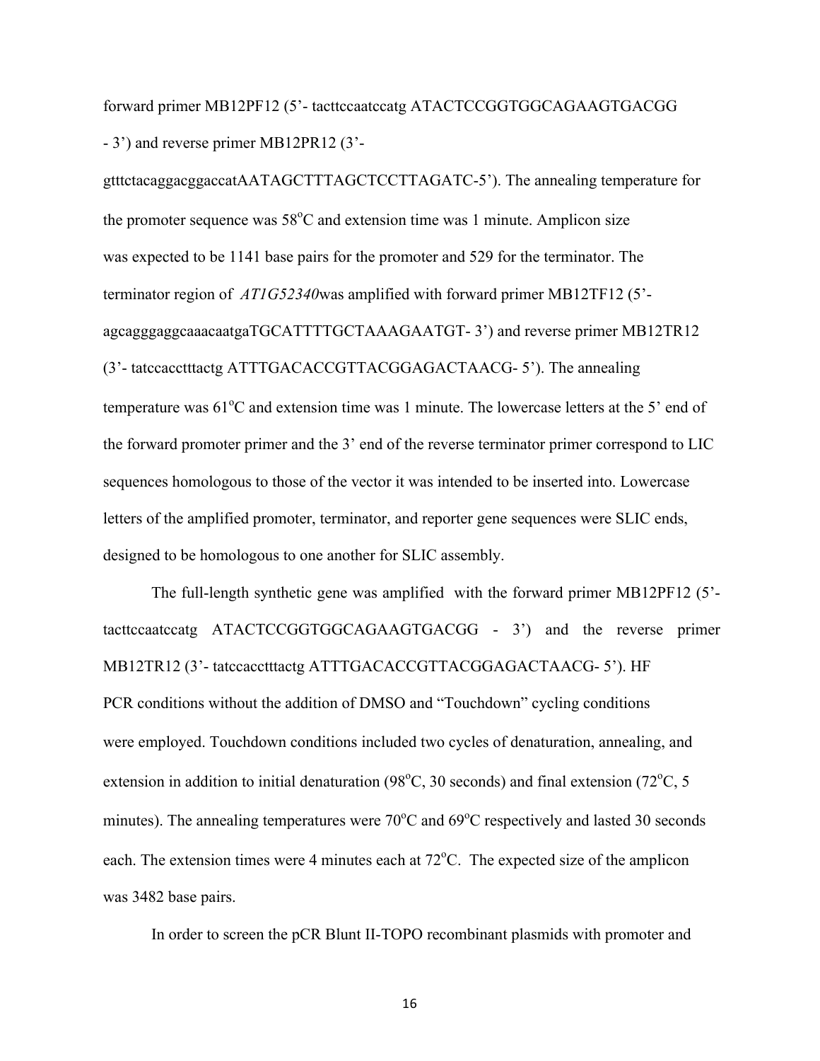forward primer MB12PF12 (5'- tacttccaatccatg ATACTCCGGTGGCAGAAGTGACGG - 3') and reverse primer MB12PR12 (3'- gtttctacaggacggaccatAATAGCTTTAGCTCCTTAGATC-5'). The annealing temperature for the promoter sequence was 58$^{o}$C and extension time was 1 minute. Amplicon size was expected to be 1141 base pairs for the promoter and 529 for the terminator. The terminator region of *AT1G52340*was amplified with forward primer MB12TF12 (5'- agcagggaggcaaacaatgaTGCATTTTGCTAAAGAATGT- 3') and reverse primer MB12TR12 (3'- tatccacctttactg ATTTGACACCGTTACGGAGACTAACG- 5'). The annealing temperature was 61$^{o}$C and extension time was 1 minute. The lowercase letters at the 5' end of the forward promoter primer and the 3' end of the reverse terminator primer correspond to LIC sequences homologous to those of the vector it was intended to be inserted into. Lowercase letters of the amplified promoter, terminator, and reporter gene sequences were SLIC ends, designed to be homologous to one another for SLIC assembly.

The full-length synthetic gene was amplified with the forward primer MB12PF12 (5'- tacttccaatccatg ATACTCCGGTGGCAGAAGTGACGG - 3') and the reverse primer MB12TR12 (3'- tatccacctttactg ATTTGACACCGTTACGGAGACTAACG- 5'). HF PCR conditions without the addition of DMSO and "Touchdown" cycling conditions were employed. Touchdown conditions included two cycles of denaturation, annealing, and extension in addition to initial denaturation (98$^{o}$C, 30 seconds) and final extension (72$^{o}$C, 5 minutes). The annealing temperatures were 70$^{o}$C and 69$^{o}$C respectively and lasted 30 seconds each. The extension times were 4 minutes each at 72$^{o}$C. The expected size of the amplicon was 3482 base pairs.

In order to screen the pCR Blunt II-TOPO recombinant plasmids with promoter and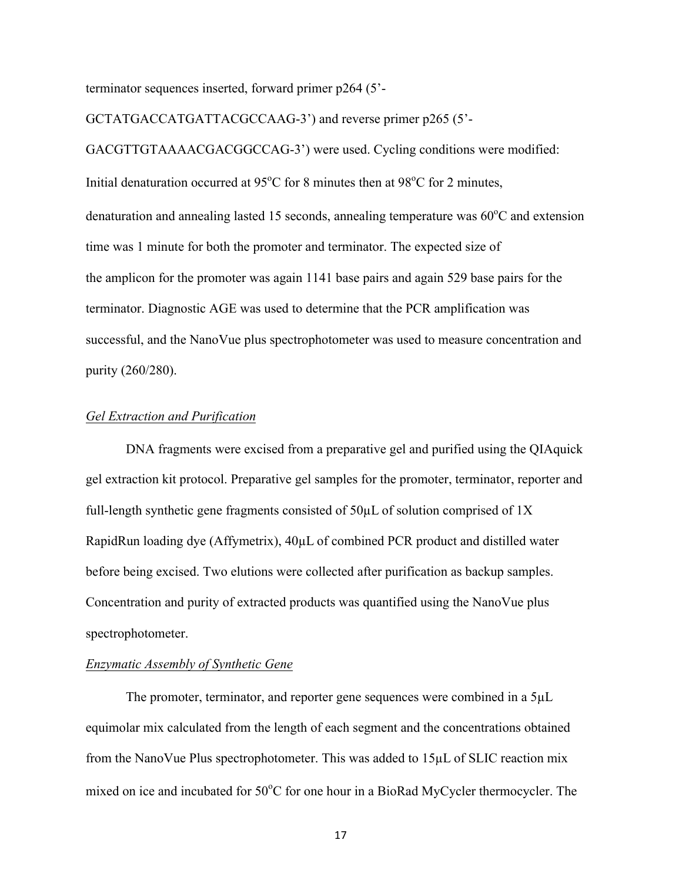terminator sequences inserted, forward primer p264 (5'-GCTATGACCATGATTACGCCAAG-3') and reverse primer p265 (5'-GACGTTGTAAAACGACGGCCAG-3') were used. Cycling conditions were modified: Initial denaturation occurred at 95$^{o}$C for 8 minutes then at 98$^{o}$C for 2 minutes, denaturation and annealing lasted 15 seconds, annealing temperature was 60$^{o}$C and extension time was 1 minute for both the promoter and terminator. The expected size of the amplicon for the promoter was again 1141 base pairs and again 529 base pairs for the terminator. Diagnostic AGE was used to determine that the PCR amplification was successful, and the NanoVue plus spectrophotometer was used to measure concentration and purity (260/280).

*Gel Extraction and Purification*

DNA fragments were excised from a preparative gel and purified using the QIAquick gel extraction kit protocol. Preparative gel samples for the promoter, terminator, reporter and full-length synthetic gene fragments consisted of 50µL of solution comprised of 1X RapidRun loading dye (Affymetrix), 40µL of combined PCR product and distilled water before being excised. Two elutions were collected after purification as backup samples. Concentration and purity of extracted products was quantified using the NanoVue plus spectrophotometer.

*Enzymatic Assembly of Synthetic Gene*

The promoter, terminator, and reporter gene sequences were combined in a 5µL equimolar mix calculated from the length of each segment and the concentrations obtained from the NanoVue Plus spectrophotometer. This was added to 15µL of SLIC reaction mix mixed on ice and incubated for 50$^{o}$C for one hour in a BioRad MyCycler thermocycler. The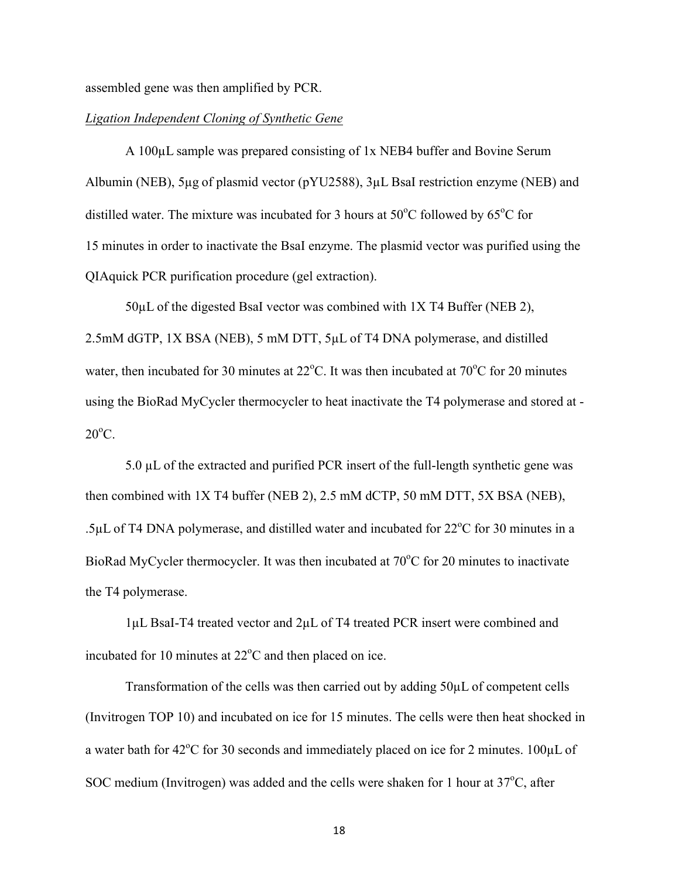assembled gene was then amplified by PCR.

*Ligation Independent Cloning of Synthetic Gene*

A 100µL sample was prepared consisting of 1x NEB4 buffer and Bovine Serum Albumin (NEB), 5µg of plasmid vector (pYU2588), 3µL BsaI restriction enzyme (NEB) and distilled water. The mixture was incubated for 3 hours at 50°C followed by 65°C for 15 minutes in order to inactivate the BsaI enzyme. The plasmid vector was purified using the QIAquick PCR purification procedure (gel extraction).

50µL of the digested BsaI vector was combined with 1X T4 Buffer (NEB 2), 2.5mM dGTP, 1X BSA (NEB), 5 mM DTT, 5µL of T4 DNA polymerase, and distilled water, then incubated for 30 minutes at 22°C. It was then incubated at 70°C for 20 minutes using the BioRad MyCycler thermocycler to heat inactivate the T4 polymerase and stored at -20°C.

5.0 µL of the extracted and purified PCR insert of the full-length synthetic gene was then combined with 1X T4 buffer (NEB 2), 2.5 mM dCTP, 50 mM DTT, 5X BSA (NEB), .5µL of T4 DNA polymerase, and distilled water and incubated for 22°C for 30 minutes in a BioRad MyCycler thermocycler. It was then incubated at 70°C for 20 minutes to inactivate the T4 polymerase.

1µL BsaI-T4 treated vector and 2µL of T4 treated PCR insert were combined and incubated for 10 minutes at 22°C and then placed on ice.

Transformation of the cells was then carried out by adding 50µL of competent cells (Invitrogen TOP 10) and incubated on ice for 15 minutes. The cells were then heat shocked in a water bath for 42°C for 30 seconds and immediately placed on ice for 2 minutes. 100µL of SOC medium (Invitrogen) was added and the cells were shaken for 1 hour at 37°C, after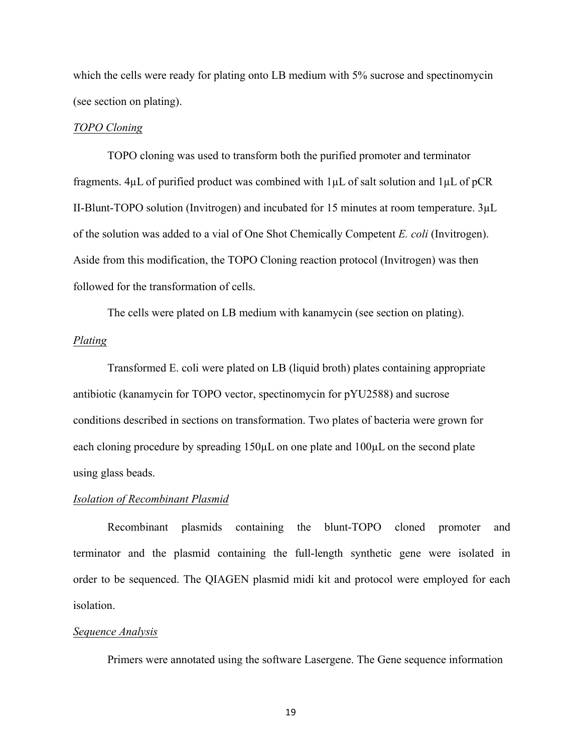which the cells were ready for plating onto LB medium with 5% sucrose and spectinomycin (see section on plating).

*TOPO Cloning*

TOPO cloning was used to transform both the purified promoter and terminator fragments. 4μL of purified product was combined with 1μL of salt solution and 1μL of pCR II-Blunt-TOPO solution (Invitrogen) and incubated for 15 minutes at room temperature. 3μL of the solution was added to a vial of One Shot Chemically Competent *E. coli* (Invitrogen). Aside from this modification, the TOPO Cloning reaction protocol (Invitrogen) was then followed for the transformation of cells.

The cells were plated on LB medium with kanamycin (see section on plating).

*Plating*

Transformed E. coli were plated on LB (liquid broth) plates containing appropriate antibiotic (kanamycin for TOPO vector, spectinomycin for pYU2588) and sucrose conditions described in sections on transformation. Two plates of bacteria were grown for each cloning procedure by spreading 150μL on one plate and 100μL on the second plate using glass beads.

*Isolation of Recombinant Plasmid*

Recombinant plasmids containing the blunt-TOPO cloned promoter and terminator and the plasmid containing the full-length synthetic gene were isolated in order to be sequenced. The QIAGEN plasmid midi kit and protocol were employed for each isolation.

*Sequence Analysis*

Primers were annotated using the software Lasergene. The Gene sequence information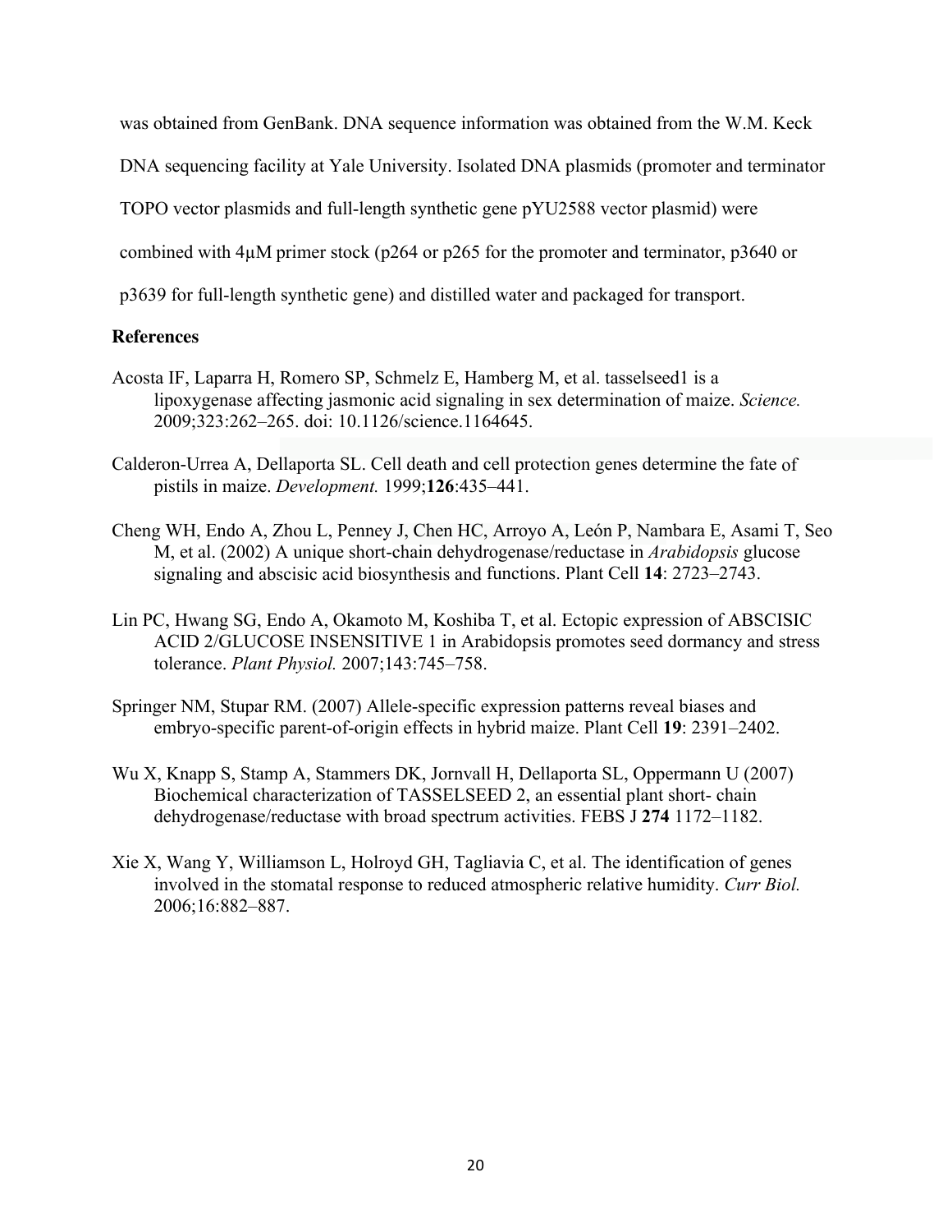was obtained from GenBank. DNA sequence information was obtained from the W.M. Keck DNA sequencing facility at Yale University. Isolated DNA plasmids (promoter and terminator TOPO vector plasmids and full-length synthetic gene pYU2588 vector plasmid) were combined with 4μM primer stock (p264 or p265 for the promoter and terminator, p3640 or p3639 for full-length synthetic gene) and distilled water and packaged for transport.

**References**

Acosta IF, Laparra H, Romero SP, Schmelz E, Hamberg M, et al. tasselseed1 is a lipoxygenase affecting jasmonic acid signaling in sex determination of maize. *Science.* 2009;323:262–265. doi: 10.1126/science.1164645.

Calderon-Urrea A, Dellaporta SL. Cell death and cell protection genes determine the fate of pistils in maize. *Development.* 1999;**126**:435–441.

Cheng WH, Endo A, Zhou L, Penney J, Chen HC, Arroyo A, León P, Nambara E, Asami T, Seo M, et al. (2002) A unique short-chain dehydrogenase/reductase in *Arabidopsis* glucose signaling and abscisic acid biosynthesis and functions. Plant Cell **14**: 2723–2743.

Lin PC, Hwang SG, Endo A, Okamoto M, Koshiba T, et al. Ectopic expression of ABSCISIC ACID 2/GLUCOSE INSENSITIVE 1 in Arabidopsis promotes seed dormancy and stress tolerance. *Plant Physiol.* 2007;143:745–758.

Springer NM, Stupar RM. (2007) Allele-specific expression patterns reveal biases and embryo-specific parent-of-origin effects in hybrid maize. Plant Cell **19**: 2391–2402.

Wu X, Knapp S, Stamp A, Stammers DK, Jornvall H, Dellaporta SL, Oppermann U (2007) Biochemical characterization of TASSELSEED 2, an essential plant short- chain dehydrogenase/reductase with broad spectrum activities. FEBS J **274** 1172–1182.

Xie X, Wang Y, Williamson L, Holroyd GH, Tagliavia C, et al. The identification of genes involved in the stomatal response to reduced atmospheric relative humidity. *Curr Biol.* 2006;16:882–887.